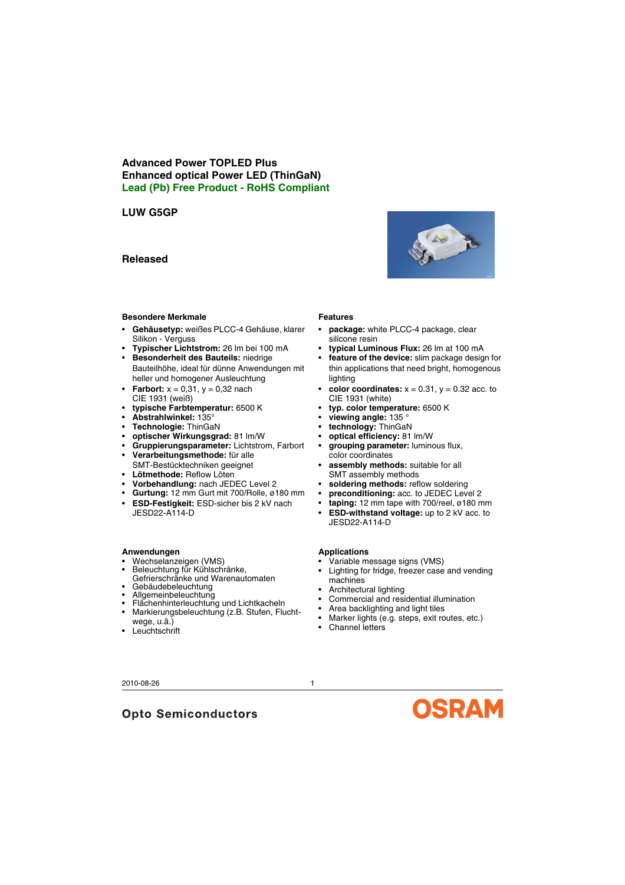# Advanced Power TOPLED Plus
# Enhanced optical Power LED (ThinGaN)
# Lead (Pb) Free Product - RoHS Compliant

## LUW G5GP

**Released**

### Besondere Merkmale

- **Gehäusetyp:** weißes PLCC-4 Gehäuse, klarer Silikon - Verguss
- **Typischer Lichtstrom:** 26 lm bei 100 mA
- **Besonderheit des Bauteils:** niedrige Bauteilhöhe, ideal für dünne Anwendungen mit heller und homogener Ausleuchtung
- **Farbort:** x = 0,31, y = 0,32 nach CIE 1931 (weiß)
- **typische Farbtemperatur:** 6500 K
- **Abstrahlwinkel:** 135°
- **Technologie:** ThinGaN
- **optischer Wirkungsgrad:** 81 lm/W
- **Gruppierungsparameter:** Lichtstrom, Farbort
- **Verarbeitungsmethode:** für alle SMT-Bestücktechniken geeignet
- **Lötmethode:** Reflow Löten
- **Vorbehandlung:** nach JEDEC Level 2
- **Gurtung:** 12 mm Gurt mit 700/Rolle, ø180 mm
- **ESD-Festigkeit:** ESD-sicher bis 2 kV nach JESD22-A114-D

### Features

- **package:** white PLCC-4 package, clear silicone resin
- **typical Luminous Flux:** 26 lm at 100 mA
- **feature of the device:** slim package design for thin applications that need bright, homogenous lighting
- **color coordinates:** x = 0.31, y = 0.32 acc. to CIE 1931 (white)
- **typ. color temperature:** 6500 K
- **viewing angle:** 135 °
- **technology:** ThinGaN
- **optical efficiency:** 81 lm/W
- **grouping parameter:** luminous flux, color coordinates
- **assembly methods:** suitable for all SMT assembly methods
- **soldering methods:** reflow soldering
- **preconditioning:** acc. to JEDEC Level 2
- **taping:** 12 mm tape with 700/reel, ø180 mm
- **ESD-withstand voltage:** up to 2 kV acc. to JESD22-A114-D

### Anwendungen

- Wechselanzeigen (VMS)
- Beleuchtung für Kühlschränke, Gefrierschränke und Warenautomaten
- Gebäudebeleuchtung
- Allgemeinbeleuchtung
- Flächenhinterleuchtung und Lichtkacheln
- Markierungsbeleuchtung (z.B. Stufen, Fluchtwege, u.ä.)
- Leuchtschrift

### Applications

- Variable message signs (VMS)
- Lighting for fridge, freezer case and vending machines
- Architectural lighting
- Commercial and residential illumination
- Area backlighting and light tiles
- Marker lights (e.g. steps, exit routes, etc.)
- Channel letters

2010-08-26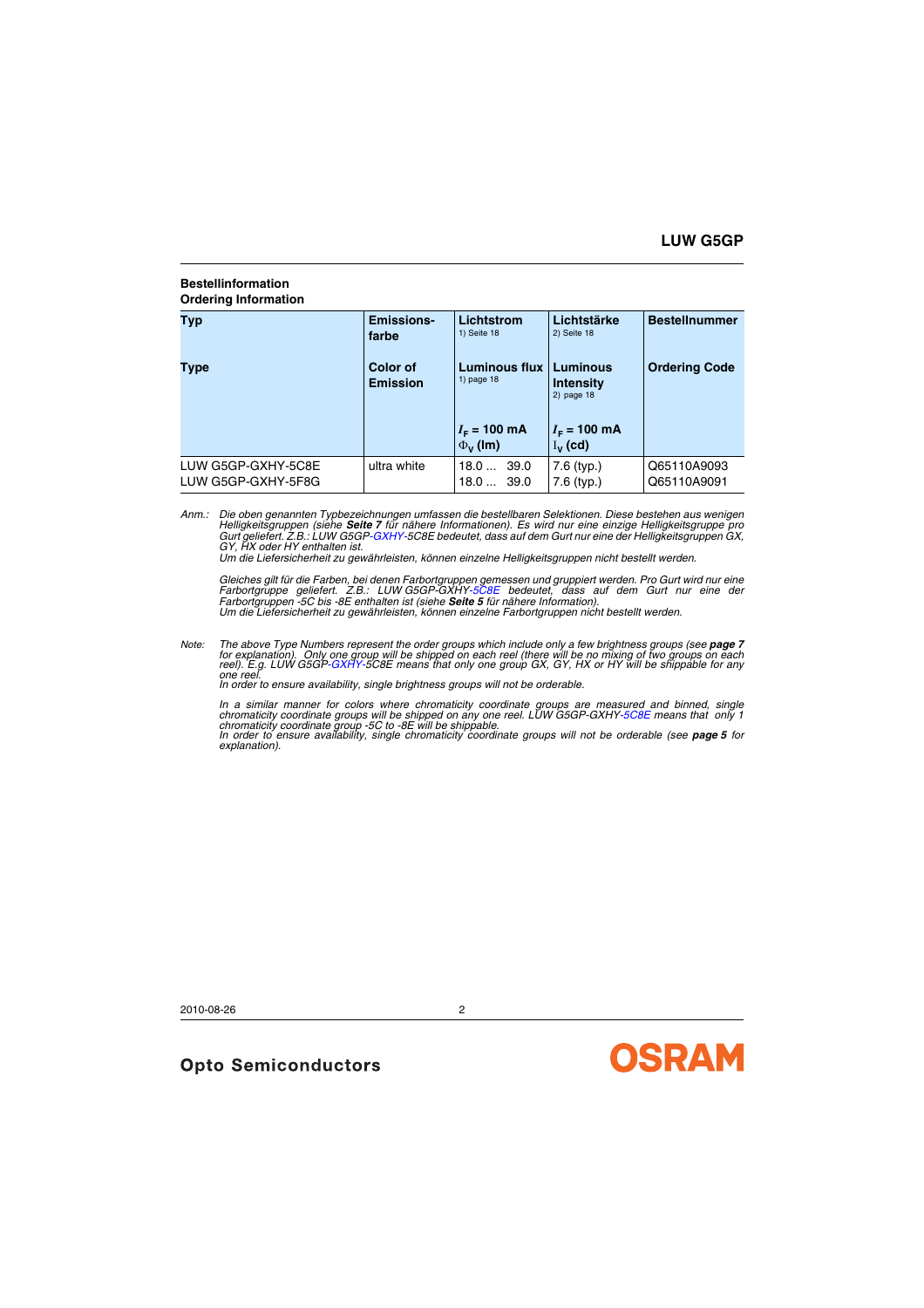## Bestellinformation
## Ordering Information

| Typ<br><br>Type | Emissions-farbe<br><br>Color of Emission | Lichtstrom 1) Seite 18<br><br>Luminous flux 1) page 18<br><br>$I_F$ = 100 mA<br>$\Phi_V$ (lm) | Lichtstärke 2) Seite 18<br><br>Luminous Intensity 2) page 18<br><br>$I_F$ = 100 mA<br>$I_V$ (cd) | Bestellnummer<br><br>Ordering Code |
|---|---|---|---|---|
| LUW G5GP-GXHY-5C8E | ultra white | 18.0 ... 39.0 | 7.6 (typ.) | Q65110A9093 |
| LUW G5GP-GXHY-5F8G | | 18.0 ... 39.0 | 7.6 (typ.) | Q65110A9091 |

*Anm.: Die oben genannten Typbezeichnungen umfassen die bestellbaren Selektionen. Diese bestehen aus wenigen Helligkeitsgruppen (siehe **Seite 7** für nähere Informationen). Es wird nur eine einzige Helligkeitsgruppe pro Gurt geliefert. Z.B.: LUW G5GP-GXHY-5C8E bedeutet, dass auf dem Gurt nur eine der Helligkeitsgruppen GX, GY, HX oder HY enthalten ist.*
*Um die Liefersicherheit zu gewährleisten, können einzelne Helligkeitsgruppen nicht bestellt werden.*

*Gleiches gilt für die Farben, bei denen Farbortgruppen gemessen und gruppiert werden. Pro Gurt wird nur eine Farbortgruppe geliefert. Z.B.: LUW G5GP-GXHY-5C8E bedeutet, dass auf dem Gurt nur eine der Farbortgruppen -5C bis -8E enthalten ist (siehe **Seite 5** für nähere Information).*
*Um die Liefersicherheit zu gewährleisten, können einzelne Farbortgruppen nicht bestellt werden.*

*Note: The above Type Numbers represent the order groups which include only a few brightness groups (see **page 7** for explanation). Only one group will be shipped on each reel (there will be no mixing of two groups on each reel). E.g. LUW G5GP-GXHY-5C8E means that only one group GX, GY, HX or HY will be shippable for any one reel.*
*In order to ensure availability, single brightness groups will not be orderable.*

*In a similar manner for colors where chromaticity coordinate groups are measured and binned, single chromaticity coordinate groups will be shipped on any one reel. LUW G5GP-GXHY-5C8E means that only 1 chromaticity coordinate group -5C to -8E will be shippable.*
*In order to ensure availability, single chromaticity coordinate groups will not be orderable (see **page 5** for explanation).*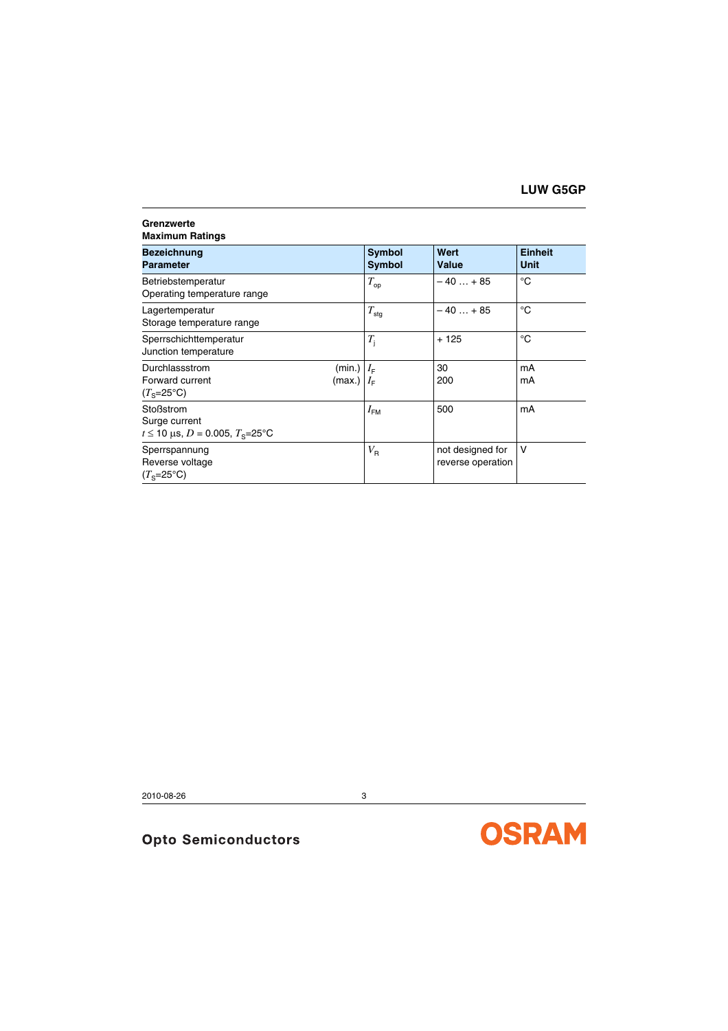**Grenzwerte**
**Maximum Ratings**

| **Bezeichnung**<br>**Parameter** | **Symbol**<br>**Symbol** | **Wert**<br>**Value** | **Einheit**<br>**Unit** |
|---|---|---|---|
| Betriebstemperatur<br>Operating temperature range | $T_{op}$ | – 40 … + 85 | °C |
| Lagertemperatur<br>Storage temperature range | $T_{stg}$ | – 40 … + 85 | °C |
| Sperrschichttemperatur<br>Junction temperature | $T_j$ | + 125 | °C |
| Durchlassstrom (min.)<br>Forward current (max.)<br>($T_S$=25°C) | $I_F$<br>$I_F$ | 30<br>200 | mA<br>mA |
| Stoßstrom<br>Surge current<br>$t \leq 10$ µs, $D$ = 0.005, $T_S$=25°C | $I_{FM}$ | 500 | mA |
| Sperrspannung<br>Reverse voltage<br>($T_S$=25°C) | $V_R$ | not designed for reverse operation | V |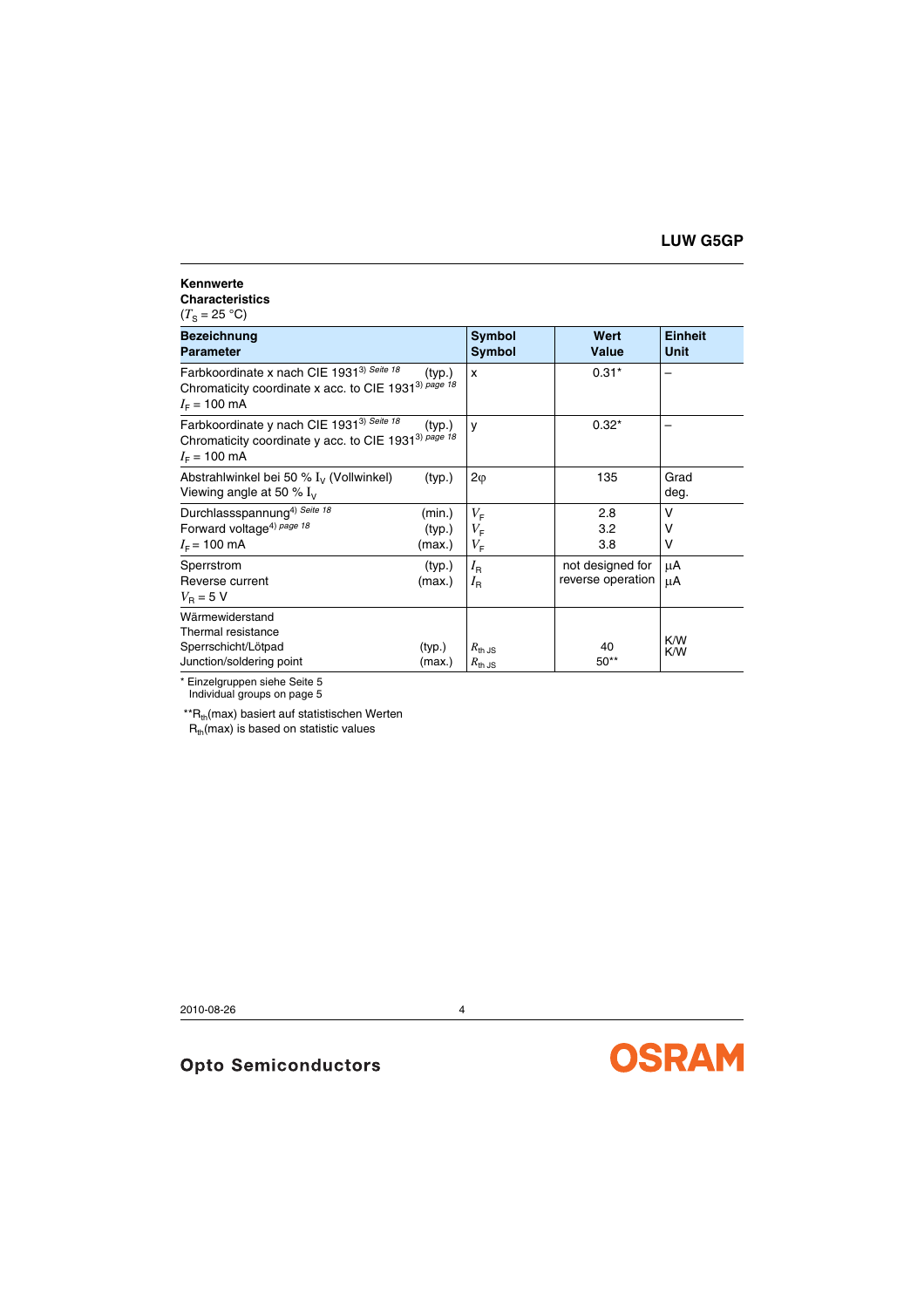**Kennwerte**
**Characteristics**
($T_S$ = 25 °C)

| Bezeichnung<br>Parameter | | Symbol<br>Symbol | Wert<br>Value | Einheit<br>Unit |
|---|---|---|---|---|
| Farbkoordinate x nach CIE 1931[3) Seite 18]<br>Chromaticity coordinate x acc. to CIE 1931[3) page 18]<br>$I_F$ = 100 mA | (typ.) | x | 0.31* | – |
| Farbkoordinate y nach CIE 1931[3) Seite 18]<br>Chromaticity coordinate y acc. to CIE 1931[3) page 18]<br>$I_F$ = 100 mA | (typ.) | y | 0.32* | – |
| Abstrahlwinkel bei 50 % $I_V$ (Vollwinkel)<br>Viewing angle at 50 % $I_V$ | (typ.) | $2\varphi$ | 135 | Grad<br>deg. |
| Durchlassspannung[4) Seite 18]<br>Forward voltage[4) page 18]<br>$I_F$ = 100 mA | (min.)<br>(typ.)<br>(max.) | $V_F$<br>$V_F$<br>$V_F$ | 2.8<br>3.2<br>3.8 | V<br>V<br>V |
| Sperrstrom<br>Reverse current<br>$V_R$ = 5 V | (typ.)<br>(max.) | $I_R$<br>$I_R$ | not designed for reverse operation | µA<br>µA |
| Wärmewiderstand<br>Thermal resistance<br>Sperrschicht/Lötpad<br>Junction/soldering point | (typ.)<br>(max.) | $R_{th\ JS}$<br>$R_{th\ JS}$ | 40<br>50** | K/W<br>K/W |

\* Einzelgruppen siehe Seite 5
Individual groups on page 5

\*\*$R_{th}$(max) basiert auf statistischen Werten
$R_{th}$(max) is based on statistic values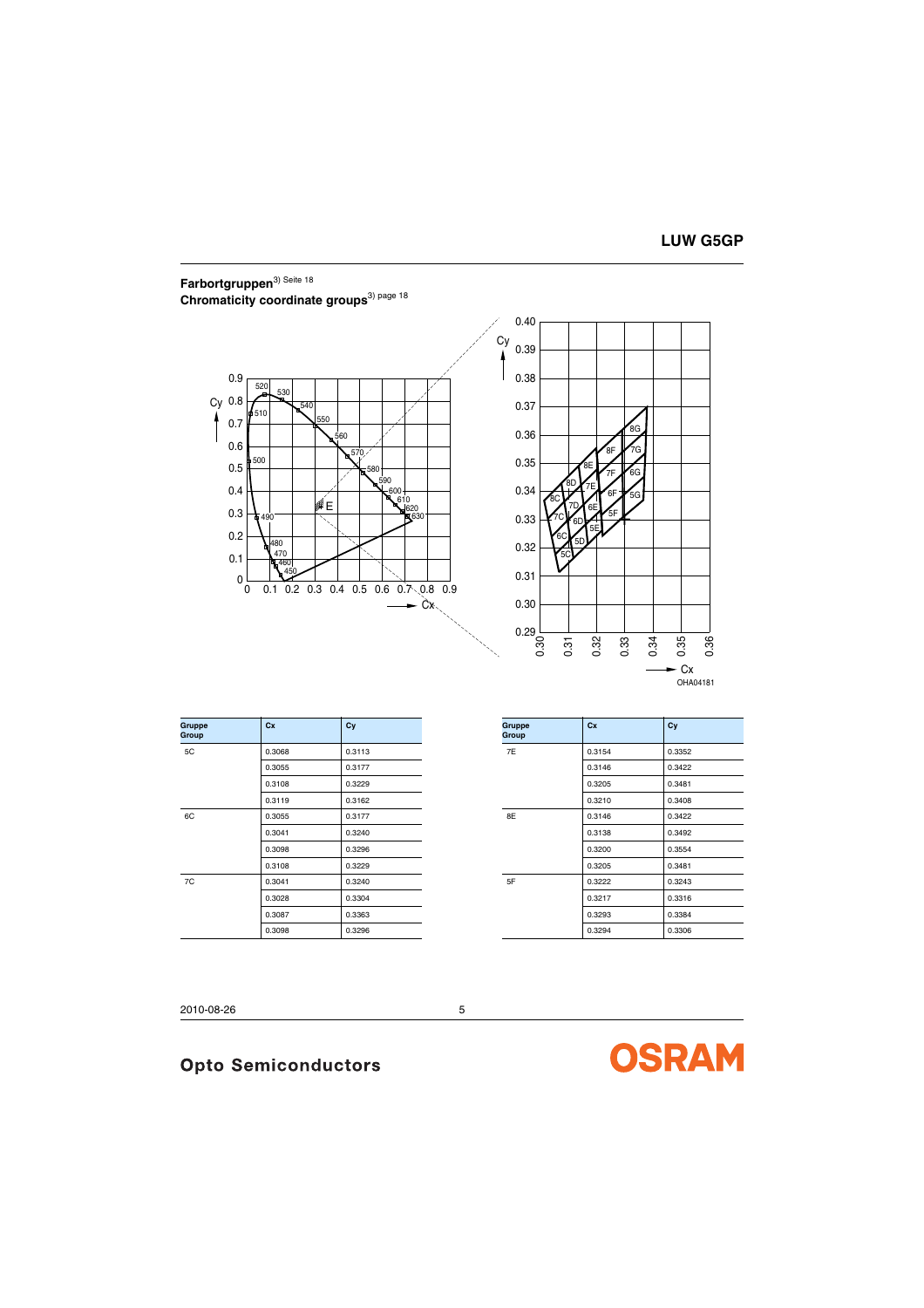## Farbortgruppen[3) Seite 18]
## Chromaticity coordinate groups[3) page 18]

| Gruppe Group | Cx | Cy |
|---|---|---|
| 5C | 0.3068 | 0.3113 |
| | 0.3055 | 0.3177 |
| | 0.3108 | 0.3229 |
| | 0.3119 | 0.3162 |
| 6C | 0.3055 | 0.3177 |
| | 0.3041 | 0.3240 |
| | 0.3098 | 0.3296 |
| | 0.3108 | 0.3229 |
| 7C | 0.3041 | 0.3240 |
| | 0.3028 | 0.3304 |
| | 0.3087 | 0.3363 |
| | 0.3098 | 0.3296 |

| Gruppe Group | Cx | Cy |
|---|---|---|
| 7E | 0.3154 | 0.3352 |
| | 0.3146 | 0.3422 |
| | 0.3205 | 0.3481 |
| | 0.3210 | 0.3408 |
| 8E | 0.3146 | 0.3422 |
| | 0.3138 | 0.3492 |
| | 0.3200 | 0.3554 |
| | 0.3205 | 0.3481 |
| 5F | 0.3222 | 0.3243 |
| | 0.3217 | 0.3316 |
| | 0.3293 | 0.3384 |
| | 0.3294 | 0.3306 |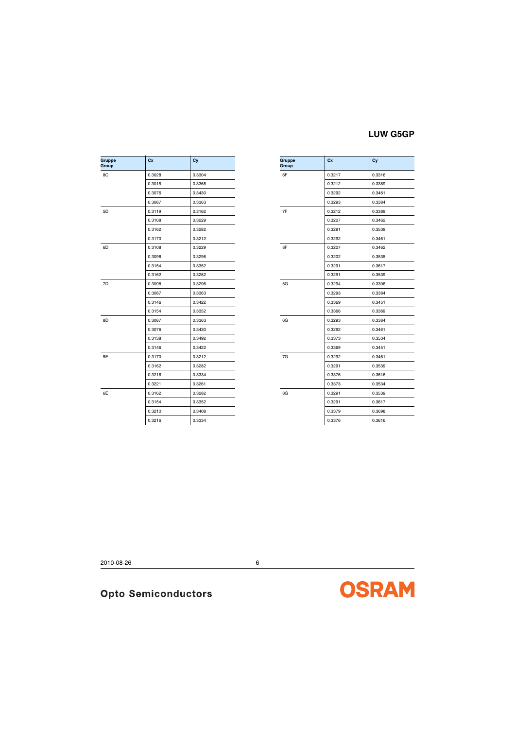| Gruppe Group | Cx | Cy |
|---|---|---|
| 8C | 0.3028 | 0.3304 |
| | 0.3015 | 0.3368 |
| | 0.3076 | 0.3430 |
| | 0.3087 | 0.3363 |
| 5D | 0.3119 | 0.3162 |
| | 0.3108 | 0.3229 |
| | 0.3162 | 0.3282 |
| | 0.3170 | 0.3212 |
| 6D | 0.3108 | 0.3229 |
| | 0.3098 | 0.3296 |
| | 0.3154 | 0.3352 |
| | 0.3162 | 0.3282 |
| 7D | 0.3098 | 0.3296 |
| | 0.3087 | 0.3363 |
| | 0.3146 | 0.3422 |
| | 0.3154 | 0.3352 |
| 8D | 0.3087 | 0.3363 |
| | 0.3076 | 0.3430 |
| | 0.3138 | 0.3492 |
| | 0.3146 | 0.3422 |
| 5E | 0.3170 | 0.3212 |
| | 0.3162 | 0.3282 |
| | 0.3216 | 0.3334 |
| | 0.3221 | 0.3261 |
| 6E | 0.3162 | 0.3282 |
| | 0.3154 | 0.3352 |
| | 0.3210 | 0.3408 |
| | 0.3216 | 0.3334 |

| Gruppe Group | Cx | Cy |
|---|---|---|
| 6F | 0.3217 | 0.3316 |
| | 0.3212 | 0.3389 |
| | 0.3292 | 0.3461 |
| | 0.3293 | 0.3384 |
| 7F | 0.3212 | 0.3389 |
| | 0.3207 | 0.3462 |
| | 0.3291 | 0.3539 |
| | 0.3292 | 0.3461 |
| 8F | 0.3207 | 0.3462 |
| | 0.3202 | 0.3535 |
| | 0.3291 | 0.3617 |
| | 0.3291 | 0.3539 |
| 5G | 0.3294 | 0.3306 |
| | 0.3293 | 0.3384 |
| | 0.3369 | 0.3451 |
| | 0.3366 | 0.3369 |
| 6G | 0.3293 | 0.3384 |
| | 0.3292 | 0.3461 |
| | 0.3373 | 0.3534 |
| | 0.3369 | 0.3451 |
| 7G | 0.3292 | 0.3461 |
| | 0.3291 | 0.3539 |
| | 0.3376 | 0.3616 |
| | 0.3373 | 0.3534 |
| 8G | 0.3291 | 0.3539 |
| | 0.3291 | 0.3617 |
| | 0.3379 | 0.3698 |
| | 0.3376 | 0.3616 |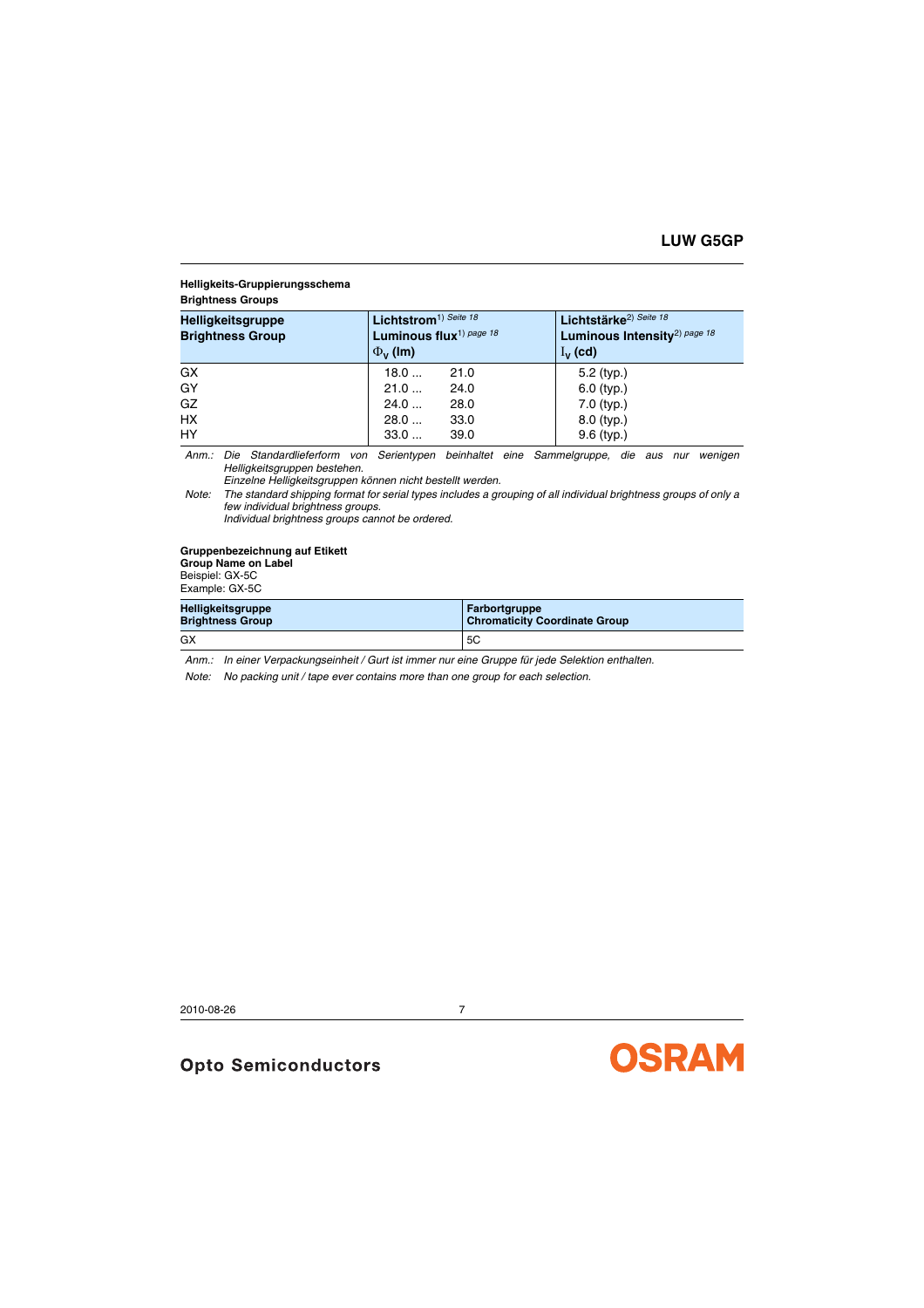**Helligkeits-Gruppierungsschema**
**Brightness Groups**

| Helligkeitsgruppe<br>Brightness Group | Lichtstrom[1) Seite 18]<br>Luminous flux[1) page 18]<br>$\Phi_V$ (lm) | Lichtstärke[2) Seite 18]<br>Luminous Intensity[2) page 18]<br>$I_V$ (cd) |
|---|---|---|
| GX | 18.0 ... 21.0 | 5.2 (typ.) |
| GY | 21.0 ... 24.0 | 6.0 (typ.) |
| GZ | 24.0 ... 28.0 | 7.0 (typ.) |
| HX | 28.0 ... 33.0 | 8.0 (typ.) |
| HY | 33.0 ... 39.0 | 9.6 (typ.) |

*Anm.: Die Standardlieferform von Serientypen beinhaltet eine Sammelgruppe, die aus nur wenigen Helligkeitsgruppen bestehen.*
*Einzelne Helligkeitsgruppen können nicht bestellt werden.*

*Note: The standard shipping format for serial types includes a grouping of all individual brightness groups of only a few individual brightness groups.*
*Individual brightness groups cannot be ordered.*

**Gruppenbezeichnung auf Etikett**
**Group Name on Label**
Beispiel: GX-5C
Example: GX-5C

| Helligkeitsgruppe<br>Brightness Group | Farbortgruppe<br>Chromaticity Coordinate Group |
|---|---|
| GX | 5C |

*Anm.: In einer Verpackungseinheit / Gurt ist immer nur eine Gruppe für jede Selektion enthalten.*

*Note: No packing unit / tape ever contains more than one group for each selection.*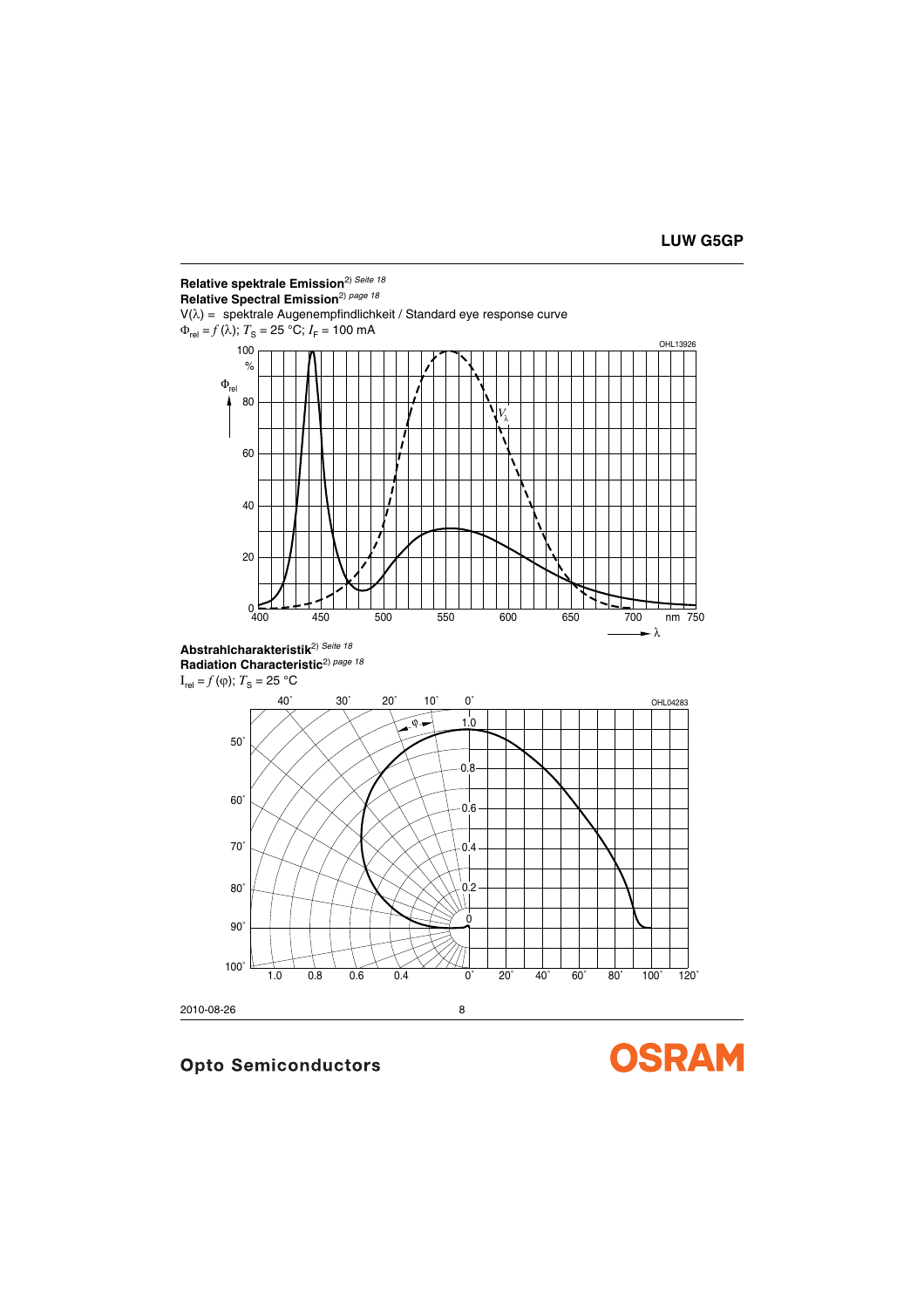**Relative spektrale Emission**[2) Seite 18]
**Relative Spectral Emission**[2) page 18]

V(λ) = spektrale Augenempfindlichkeit / Standard eye response curve

$\Phi_{rel} = f(\lambda)$; $T_S$ = 25 °C; $I_F$ = 100 mA

**Abstrahlcharakteristik**[2) Seite 18]
**Radiation Characteristic**[2) page 18]

$I_{rel} = f(\varphi)$; $T_S$ = 25 °C

2010-08-26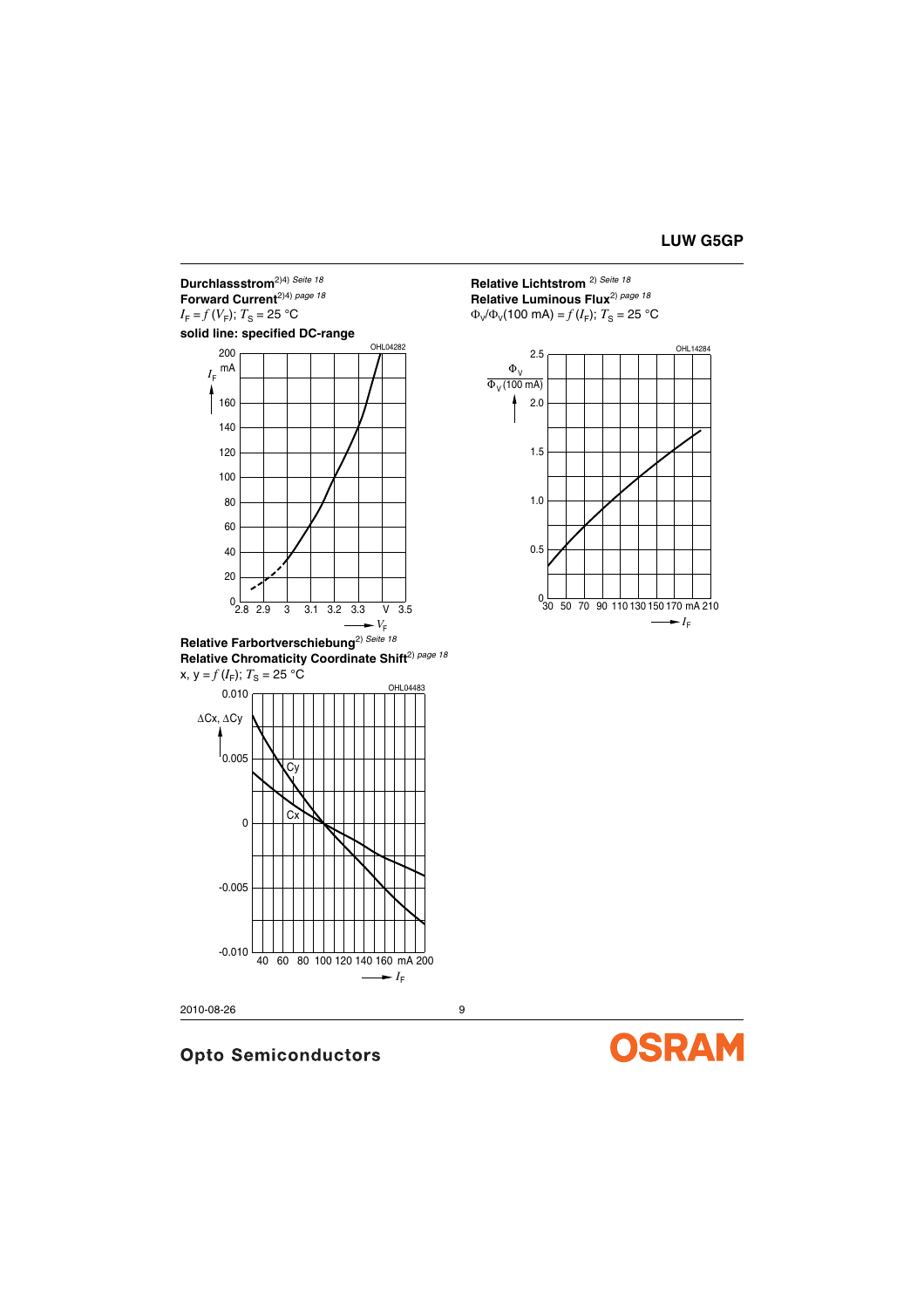**Durchlassstrom**[2)4)] *Seite 18*
**Forward Current**[2)4)] *page 18*
$I_F = f(V_F)$; $T_S$ = 25 °C
**solid line: specified DC-range**

OHL04282

**Relative Lichtstrom** [2)] *Seite 18*
**Relative Luminous Flux**[2)] *page 18*
$\Phi_V/\Phi_V(100\ mA) = f(I_F)$; $T_S$ = 25 °C

OHL14284

**Relative Farbortverschiebung**[2)] *Seite 18*
**Relative Chromaticity Coordinate Shift**[2)] *page 18*
x, y = $f(I_F)$; $T_S$ = 25 °C

OHL04483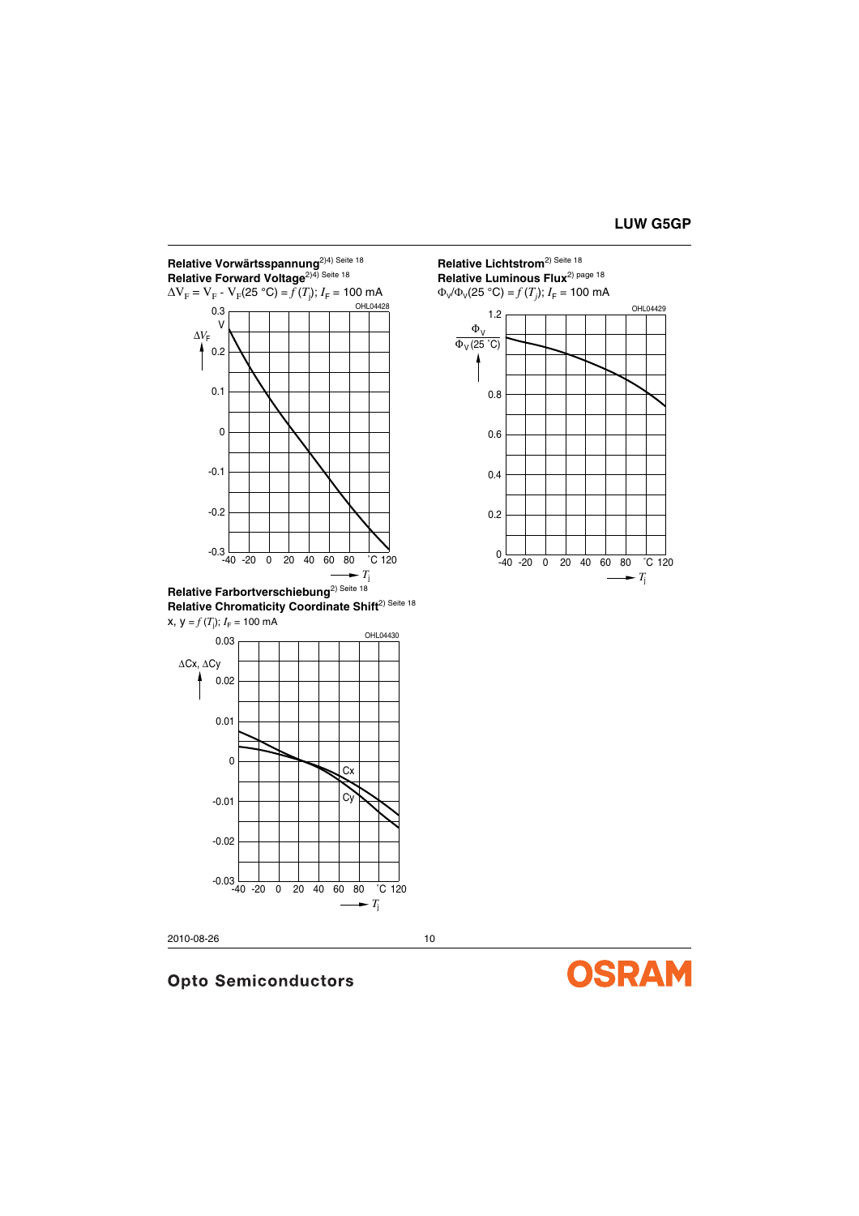**Relative Vorwärtsspannung**[2)4) Seite 18]
**Relative Forward Voltage**[2)4) Seite 18]
$\Delta V_F = V_F - V_F(25\ °C) = f(T_j)$; $I_F$ = 100 mA

OHL04428

**Relative Lichtstrom**[2) Seite 18]
**Relative Luminous Flux**[2) page 18]
$\Phi_V/\Phi_V(25\ °C) = f(T_j)$; $I_F$ = 100 mA

OHL04429

**Relative Farbortverschiebung**[2) Seite 18]
**Relative Chromaticity Coordinate Shift**[2) Seite 18]
x, y = $f(T_j)$; $I_F$ = 100 mA

OHL04430

2010-08-26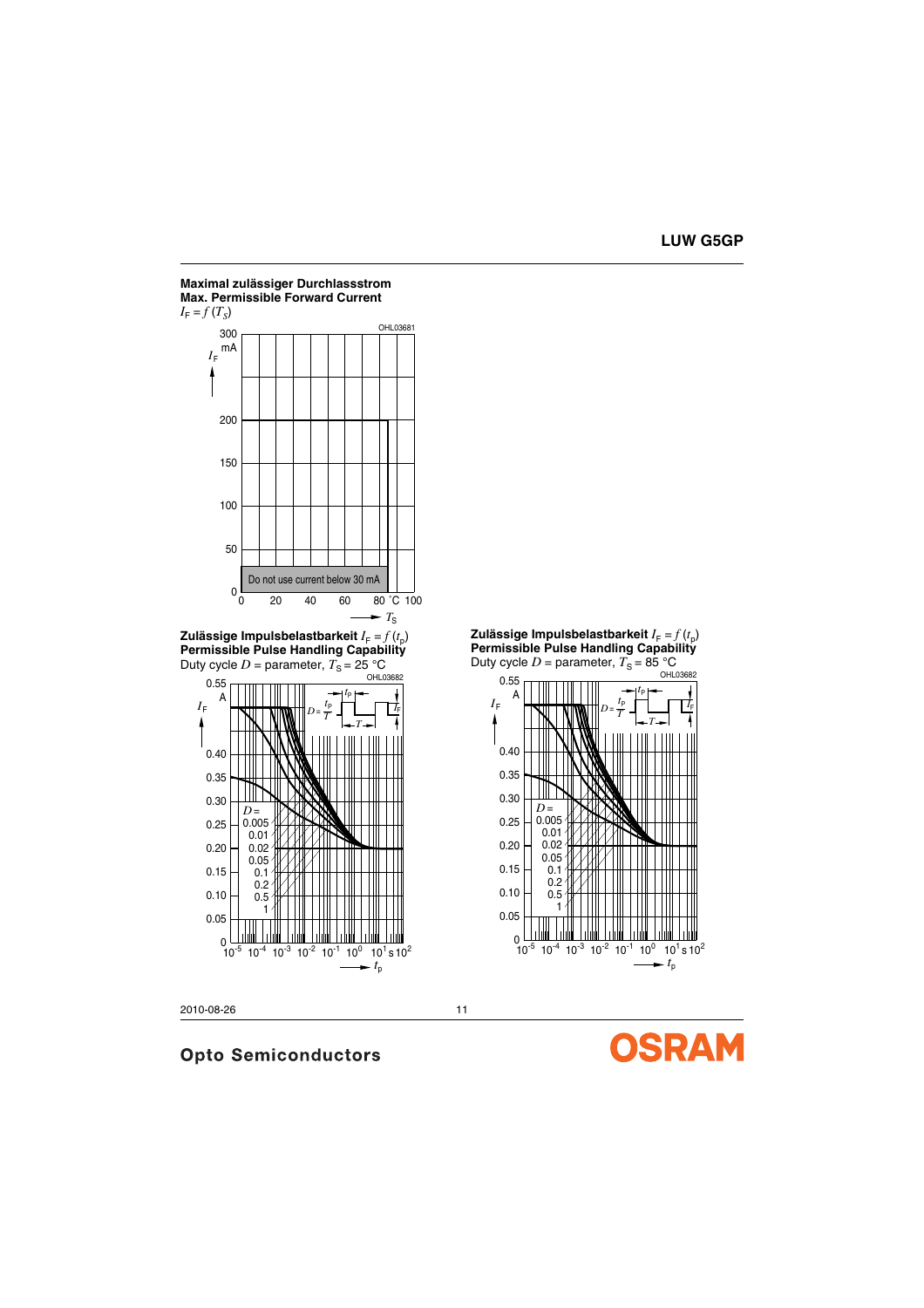**Maximal zulässiger Durchlassstrom**
**Max. Permissible Forward Current**
$I_F = f(T_S)$

OHL03681

$I_F$ (mA): 0, 50, 100, 150, 200, 300

$T_S$ (°C): 0, 20, 40, 60, 80, 100

Do not use current below 30 mA

**Zulässige Impulsbelastbarkeit** $I_F = f(t_p)$
**Permissible Pulse Handling Capability**
Duty cycle $D$ = parameter, $T_S$ = 25 °C

OHL03682

$I_F$ (A): 0, 0.05, 0.10, 0.15, 0.20, 0.25, 0.30, 0.35, 0.40, 0.55

$t_p$ (s): $10^{-5}$, $10^{-4}$, $10^{-3}$, $10^{-2}$, $10^{-1}$, $10^{0}$, $10^{1}$, $10^{2}$

$D = \frac{t_P}{T}$

$D$ = 0.005, 0.01, 0.02, 0.05, 0.1, 0.2, 0.5, 1

**Zulässige Impulsbelastbarkeit** $I_F = f(t_p)$
**Permissible Pulse Handling Capability**
Duty cycle $D$ = parameter, $T_S$ = 85 °C

OHL03682

$I_F$ (A): 0, 0.05, 0.10, 0.15, 0.20, 0.25, 0.30, 0.35, 0.40, 0.55

$t_p$ (s): $10^{-5}$, $10^{-4}$, $10^{-3}$, $10^{-2}$, $10^{-1}$, $10^{0}$, $10^{1}$, $10^{2}$

$D = \frac{t_P}{T}$

$D$ = 0.005, 0.01, 0.02, 0.05, 0.1, 0.2, 0.5, 1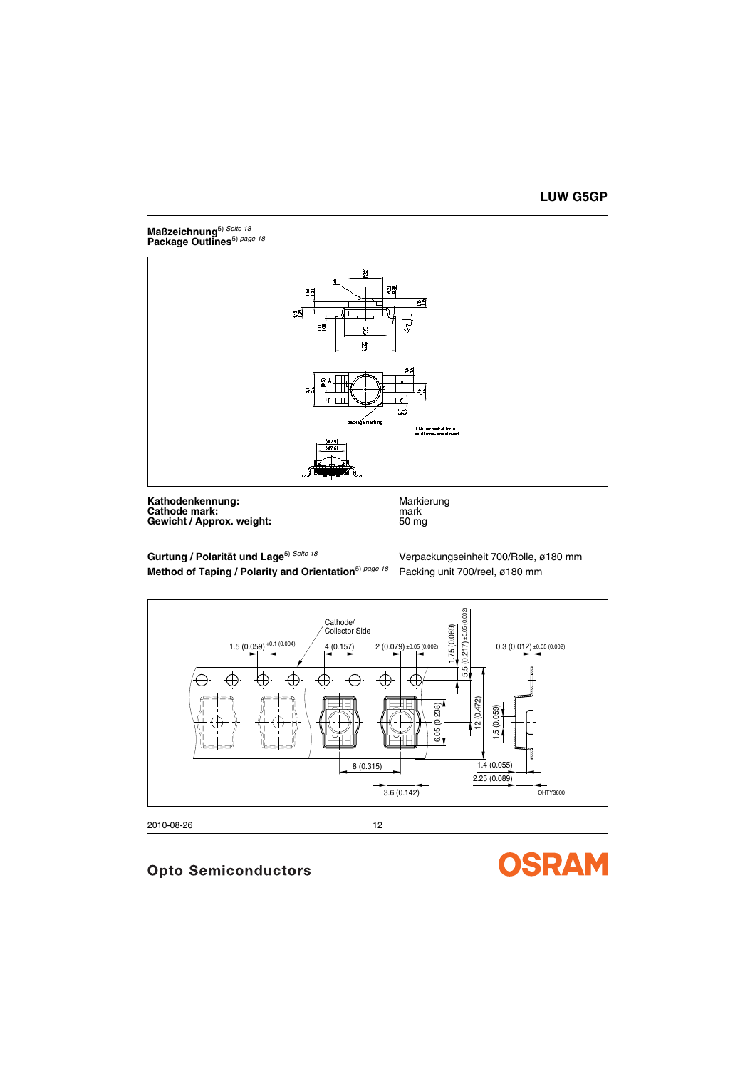**Maßzeichnung**[5] *Seite 18*
**Package Outlines**[5] *page 18*

| | |
|---|---|
| **Kathodenkennung:** | Markierung |
| **Cathode mark:** | mark |
| **Gewicht / Approx. weight:** | 50 mg |

**Gurtung / Polarität und Lage**[5] *Seite 18*
**Method of Taping / Polarity and Orientation**[5] *page 18*

Verpackungseinheit 700/Rolle, ø180 mm
Packing unit 700/reel, ø180 mm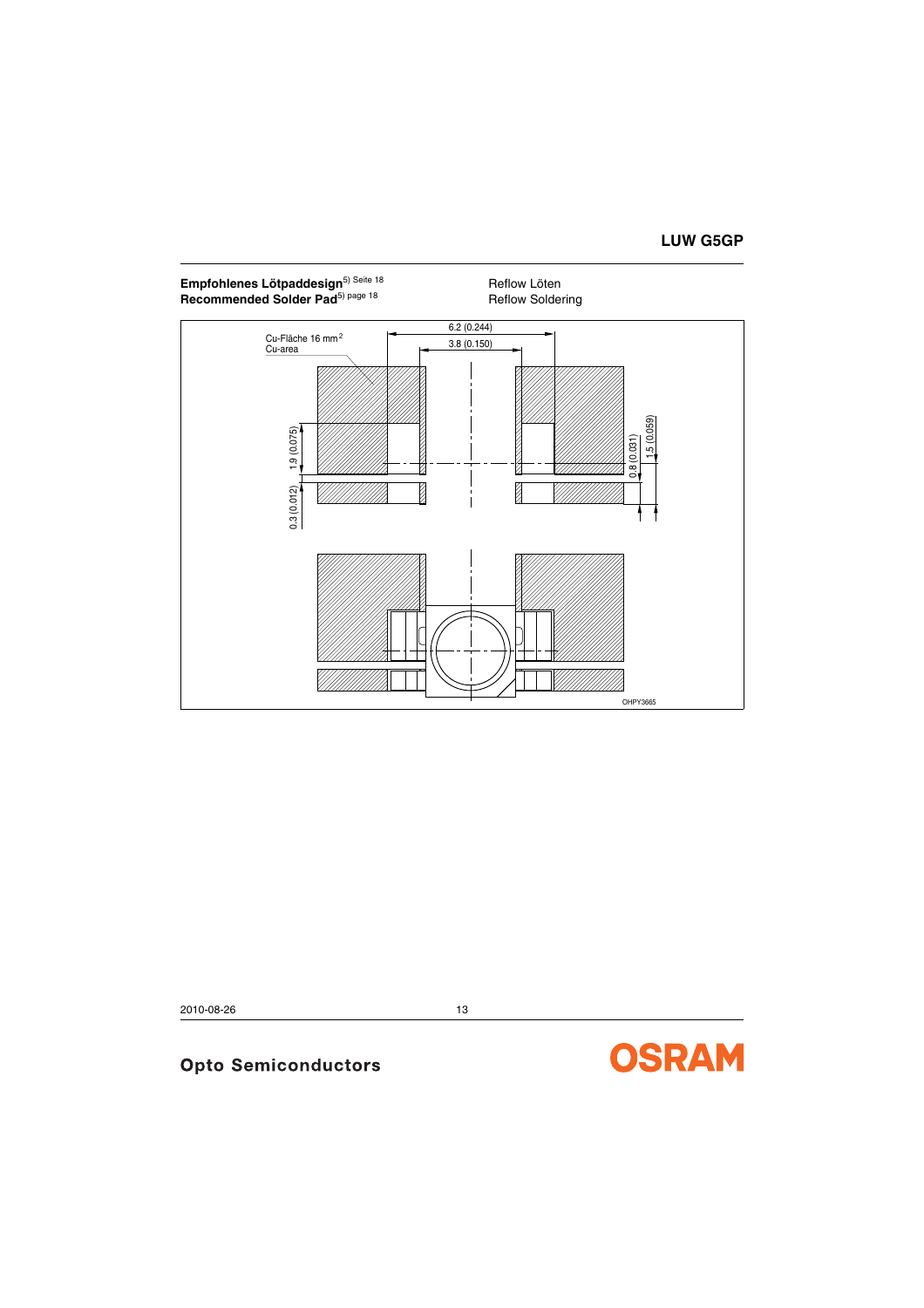**Empfohlenes Lötpaddesign**[5) Seite 18]
**Recommended Solder Pad**[5) page 18]

Reflow Löten
Reflow Soldering

6.2 (0.244)

3.8 (0.150)

Cu-Fläche 16 mm²
Cu-area

1.9 (0.075)

0.3 (0.012)

0.8 (0.031)

1.5 (0.059)

OHPY3665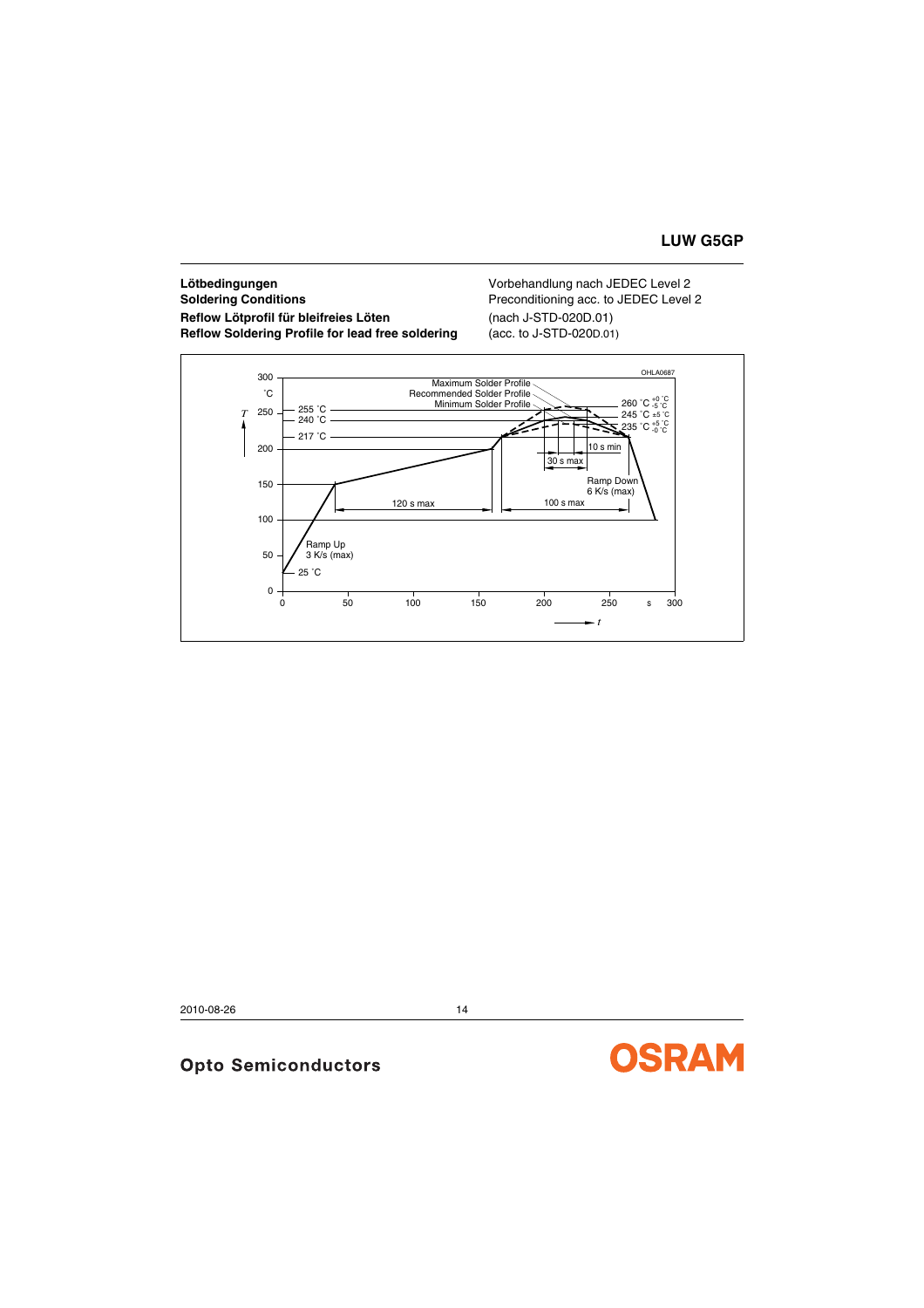**Lötbedingungen**
**Soldering Conditions**
**Reflow Lötprofil für bleifreies Löten**
**Reflow Soldering Profile for lead free soldering**

Vorbehandlung nach JEDEC Level 2
Preconditioning acc. to JEDEC Level 2
(nach J-STD-020D.01)
(acc. to J-STD-020D.01)

OHLA0687

Maximum Solder Profile
Recommended Solder Profile
Minimum Solder Profile

260 °C $^{+0\,°C}_{-5\,°C}$
245 °C ±5 °C
235 °C $^{+5\,°C}_{-0\,°C}$

255 °C
240 °C
217 °C

10 s min
30 s max
Ramp Down 6 K/s (max)
120 s max
100 s max
Ramp Up 3 K/s (max)
25 °C

T (°C): 0, 50, 100, 150, 200, 250, 300
t (s): 0, 50, 100, 150, 200, 250, 300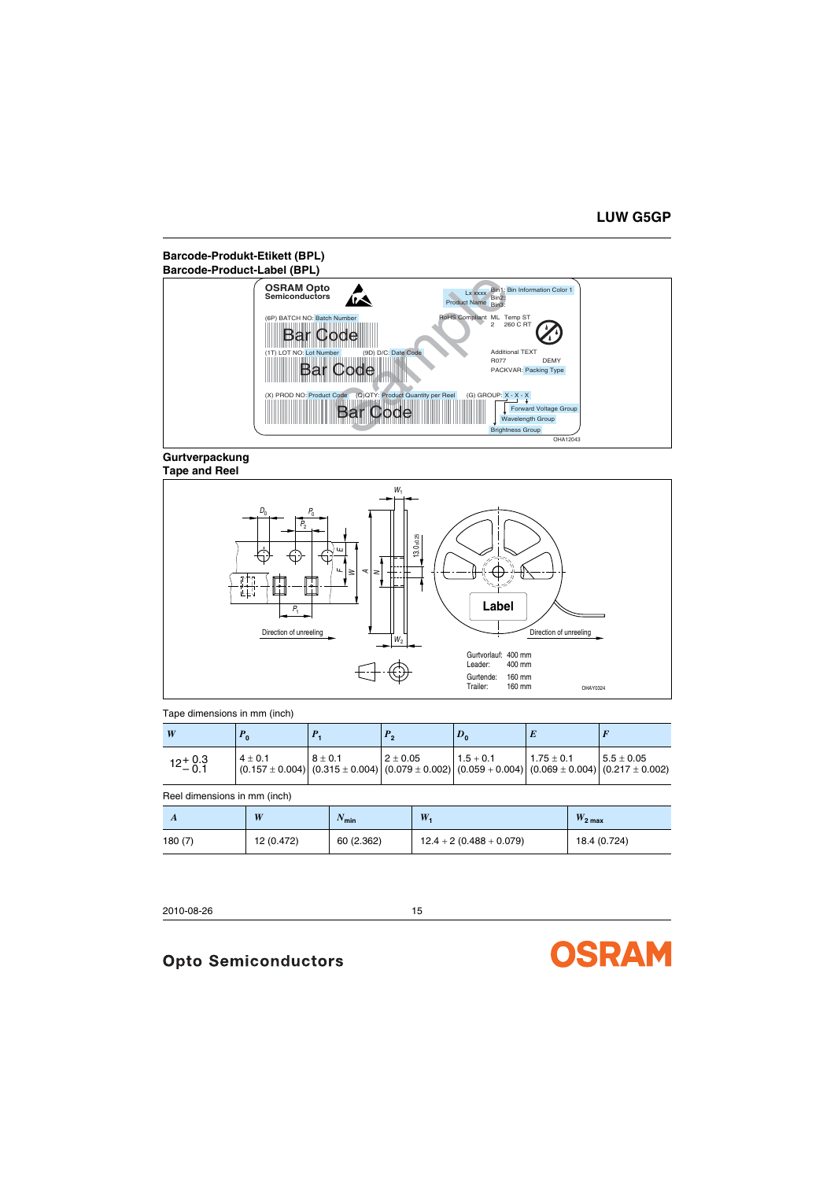## Barcode-Produkt-Etikett (BPL)
## Barcode-Product-Label (BPL)

## Gurtverpackung
## Tape and Reel

Tape dimensions in mm (inch)

| $W$ | $P_0$ | $P_1$ | $P_2$ | $D_0$ | $E$ | $F$ |
|---|---|---|---|---|---|---|
| $12^{+0.3}_{-0.1}$ | 4 ± 0.1 (0.157 ± 0.004) | 8 ± 0.1 (0.315 ± 0.004) | 2 ± 0.05 (0.079 ± 0.002) | 1.5 + 0.1 (0.059 + 0.004) | 1.75 ± 0.1 (0.069 ± 0.004) | 5.5 ± 0.05 (0.217 ± 0.002) |

Reel dimensions in mm (inch)

| $A$ | $W$ | $N_{min}$ | $W_1$ | $W_{2\ max}$ |
|---|---|---|---|---|
| 180 (7) | 12 (0.472) | 60 (2.362) | 12.4 + 2 (0.488 + 0.079) | 18.4 (0.724) |

2010-08-26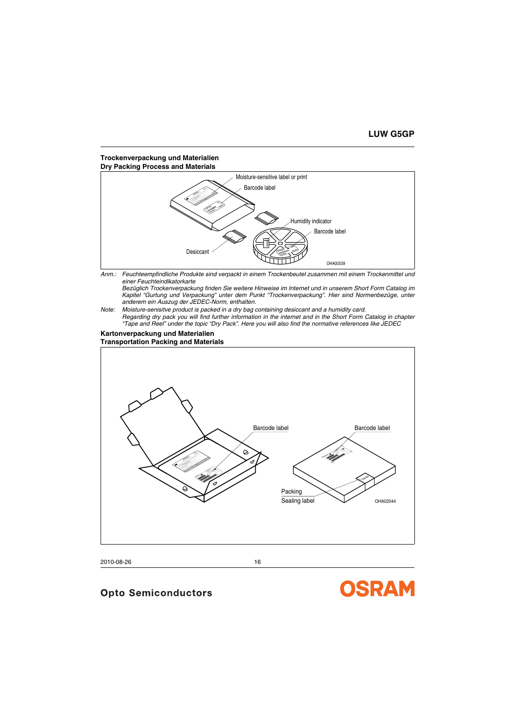## Trockenverpackung und Materialien
## Dry Packing Process and Materials

Moisture-sensitive label or print

Barcode label

Humidity indicator

Barcode label

Desiccant

OHA00539

*Anm.: Feuchteempfindliche Produkte sind verpackt in einem Trockenbeutel zusammen mit einem Trockenmittel und einer Feuchteindikatorkarte*
*Bezüglich Trockenverpackung finden Sie weitere Hinweise im Internet und in unserem Short Form Catalog im Kapitel "Gurtung und Verpackung" unter dem Punkt "Trockenverpackung". Hier sind Normenbezüge, unter anderem ein Auszug der JEDEC-Norm, enthalten.*

*Note: Moisture-senisitve product is packed in a dry bag containing desiccant and a humidity card.*
*Regarding dry pack you will find further information in the internet and in the Short Form Catalog in chapter "Tape and Reel" under the topic "Dry Pack". Here you will also find the normative references like JEDEC*

## Kartonverpackung und Materialien
## Transportation Packing and Materials

Barcode label

Barcode label

Packing
Sealing label

OHA02044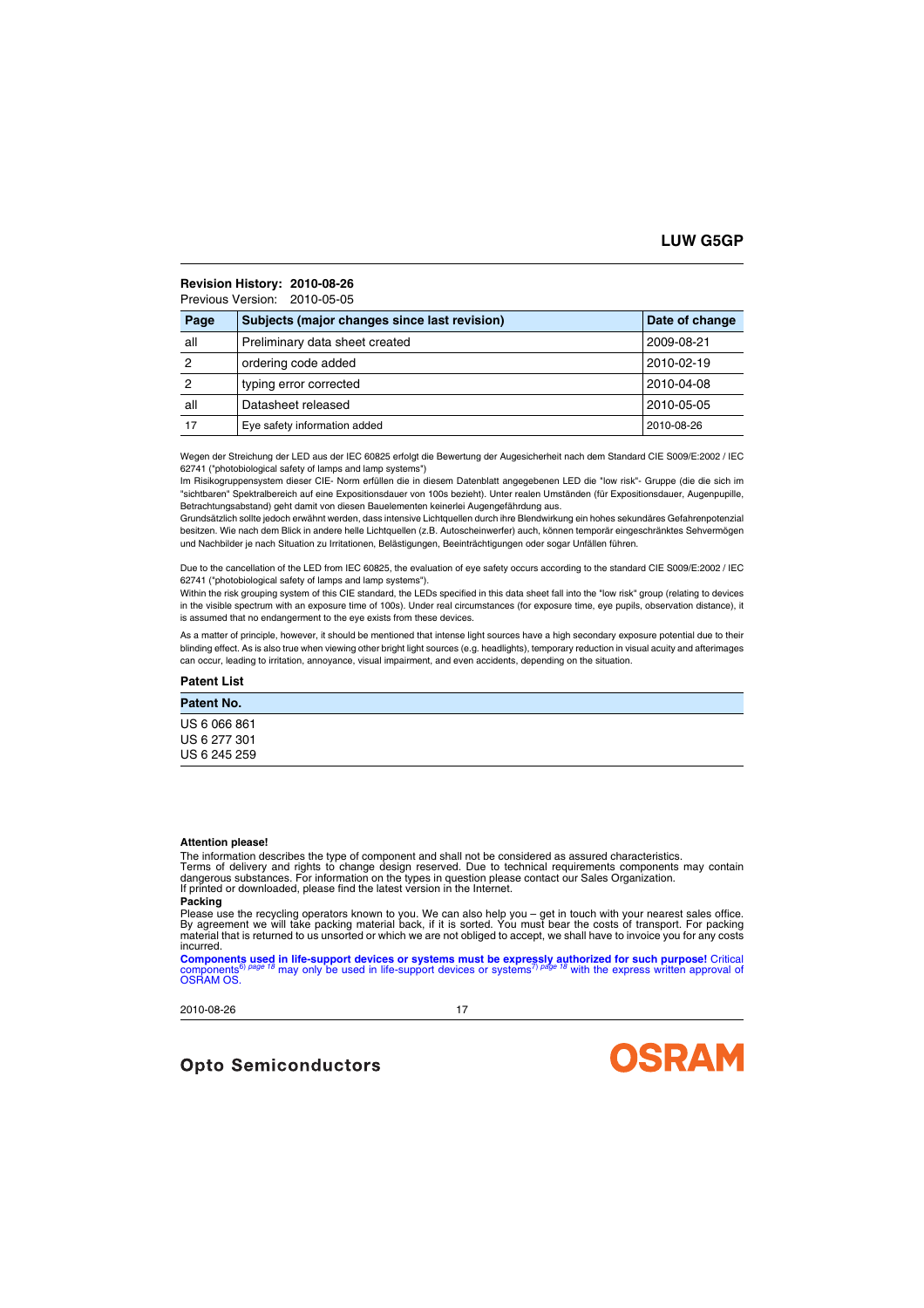**Revision History: 2010-08-26**

Previous Version: 2010-05-05

| Page | Subjects (major changes since last revision) | Date of change |
|---|---|---|
| all | Preliminary data sheet created | 2009-08-21 |
| 2 | ordering code added | 2010-02-19 |
| 2 | typing error corrected | 2010-04-08 |
| all | Datasheet released | 2010-05-05 |
| 17 | Eye safety information added | 2010-08-26 |

Wegen der Streichung der LED aus der IEC 60825 erfolgt die Bewertung der Augesicherheit nach dem Standard CIE S009/E:2002 / IEC 62741 ("photobiological safety of lamps and lamp systems")

Im Risikogruppensystem dieser CIE- Norm erfüllen die in diesem Datenblatt angegebenen LED die "low risk"- Gruppe (die die sich im "sichtbaren" Spektralbereich auf eine Expositionsdauer von 100s bezieht). Unter realen Umständen (für Expositionsdauer, Augenpupille, Betrachtungsabstand) geht damit von diesen Bauelementen keinerlei Augengefährdung aus.

Grundsätzlich sollte jedoch erwähnt werden, dass intensive Lichtquellen durch ihre Blendwirkung ein hohes sekundäres Gefahrenpotenzial besitzen. Wie nach dem Blick in andere helle Lichtquellen (z.B. Autoscheinwerfer) auch, können temporär eingeschränktes Sehvermögen und Nachbilder je nach Situation zu Irritationen, Belästigungen, Beeinträchtigungen oder sogar Unfällen führen.

Due to the cancellation of the LED from IEC 60825, the evaluation of eye safety occurs according to the standard CIE S009/E:2002 / IEC 62741 ("photobiological safety of lamps and lamp systems").

Within the risk grouping system of this CIE standard, the LEDs specified in this data sheet fall into the "low risk" group (relating to devices in the visible spectrum with an exposure time of 100s). Under real circumstances (for exposure time, eye pupils, observation distance), it is assumed that no endangerment to the eye exists from these devices.

As a matter of principle, however, it should be mentioned that intense light sources have a high secondary exposure potential due to their blinding effect. As is also true when viewing other bright light sources (e.g. headlights), temporary reduction in visual acuity and afterimages can occur, leading to irritation, annoyance, visual impairment, and even accidents, depending on the situation.

**Patent List**

| Patent No. |
|---|
| US 6 066 861 |
| US 6 277 301 |
| US 6 245 259 |

**Attention please!**

The information describes the type of component and shall not be considered as assured characteristics.
Terms of delivery and rights to change design reserved. Due to technical requirements components may contain dangerous substances. For information on the types in question please contact our Sales Organization.
If printed or downloaded, please find the latest version in the Internet.

**Packing**

Please use the recycling operators known to you. We can also help you – get in touch with your nearest sales office.
By agreement we will take packing material back, if it is sorted. You must bear the costs of transport. For packing material that is returned to us unsorted or which we are not obliged to accept, we shall have to invoice you for any costs incurred.

**Components used in life-support devices or systems must be expressly authorized for such purpose!** Critical components[6) page 18] may only be used in life-support devices or systems[7) page 18] with the express written approval of OSRAM OS.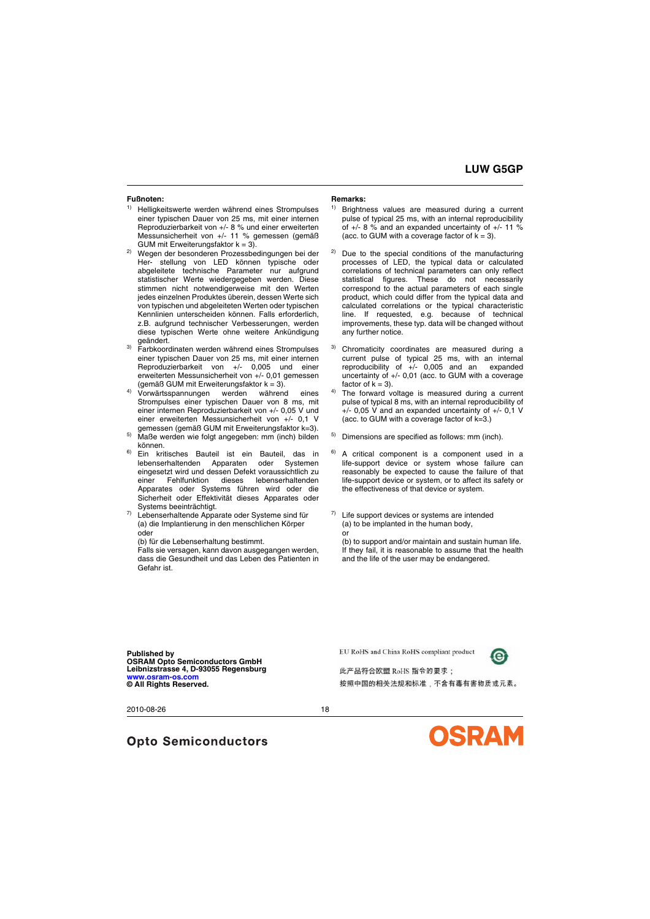## Fußnoten:

1) Helligkeitswerte werden während eines Strompulses einer typischen Dauer von 25 ms, mit einer internen Reproduzierbarkeit von +/- 8 % und einer erweiterten Messunsicherheit von +/- 11 % gemessen (gemäß GUM mit Erweiterungsfaktor k = 3).

2) Wegen der besonderen Prozessbedingungen bei der Her- stellung von LED können typische oder abgeleitete technische Parameter nur aufgrund statistischer Werte wiedergegeben werden. Diese stimmen nicht notwendigerweise mit den Werten jedes einzelnen Produktes überein, dessen Werte sich von typischen und abgeleiteten Werten oder typischen Kennlinien unterscheiden können. Falls erforderlich, z.B. aufgrund technischer Verbesserungen, werden diese typischen Werte ohne weitere Ankündigung geändert.

3) Farbkoordinaten werden während eines Strompulses einer typischen Dauer von 25 ms, mit einer internen Reproduzierbarkeit von +/- 0,005 und einer erweiterten Messunsicherheit von +/- 0,01 gemessen (gemäß GUM mit Erweiterungsfaktor k = 3).

4) Vorwärtsspannungen werden während eines Strompulses einer typischen Dauer von 8 ms, mit einer internen Reproduzierbarkeit von +/- 0,05 V und einer erweiterten Messunsicherheit von +/- 0,1 V gemessen (gemäß GUM mit Erweiterungsfaktor k=3).

5) Maße werden wie folgt angegeben: mm (inch) bilden können.

6) Ein kritisches Bauteil ist ein Bauteil, das in lebenserhaltenden Apparaten oder Systemen eingesetzt wird und dessen Defekt voraussichtlich zu einer Fehlfunktion dieses lebenserhaltenden Apparates oder Systems führen wird oder die Sicherheit oder Effektivität dieses Apparates oder Systems beeinträchtigt.

7) Lebenserhaltende Apparate oder Systeme sind für
(a) die Implantierung in den menschlichen Körper
oder
(b) für die Lebenserhaltung bestimmt.
Falls sie versagen, kann davon ausgegangen werden, dass die Gesundheit und das Leben des Patienten in Gefahr ist.

## Remarks:

1) Brightness values are measured during a current pulse of typical 25 ms, with an internal reproducibility of +/- 8 % and an expanded uncertainty of +/- 11 % (acc. to GUM with a coverage factor of k = 3).

2) Due to the special conditions of the manufacturing processes of LED, the typical data or calculated correlations of technical parameters can only reflect statistical figures. These do not necessarily correspond to the actual parameters of each single product, which could differ from the typical data and calculated correlations or the typical characteristic line. If requested, e.g. because of technical improvements, these typ. data will be changed without any further notice.

3) Chromaticity coordinates are measured during a current pulse of typical 25 ms, with an internal reproducibility of +/- 0,005 and an expanded uncertainty of +/- 0,01 (acc. to GUM with a coverage factor of k = 3).

4) The forward voltage is measured during a current pulse of typical 8 ms, with an internal reproducibility of +/- 0,05 V and an expanded uncertainty of +/- 0,1 V (acc. to GUM with a coverage factor of k=3.)

5) Dimensions are specified as follows: mm (inch).

6) A critical component is a component used in a life-support device or system whose failure can reasonably be expected to cause the failure of that life-support device or system, or to affect its safety or the effectiveness of that device or system.

7) Life support devices or systems are intended
(a) to be implanted in the human body,
or
(b) to support and/or maintain and sustain human life.
If they fail, it is reasonable to assume that the health and the life of the user may be endangered.

**Published by**
**OSRAM Opto Semiconductors GmbH**
**Leibnizstrasse 4, D-93055 Regensburg**
**www.osram-os.com**
**© All Rights Reserved.**

EU RoHS and China RoHS compliant product

此产品符合欧盟 RoHS 指令的要求；
按照中国的相关法规和标准，不含有毒有害物质或元素。

2010-08-26